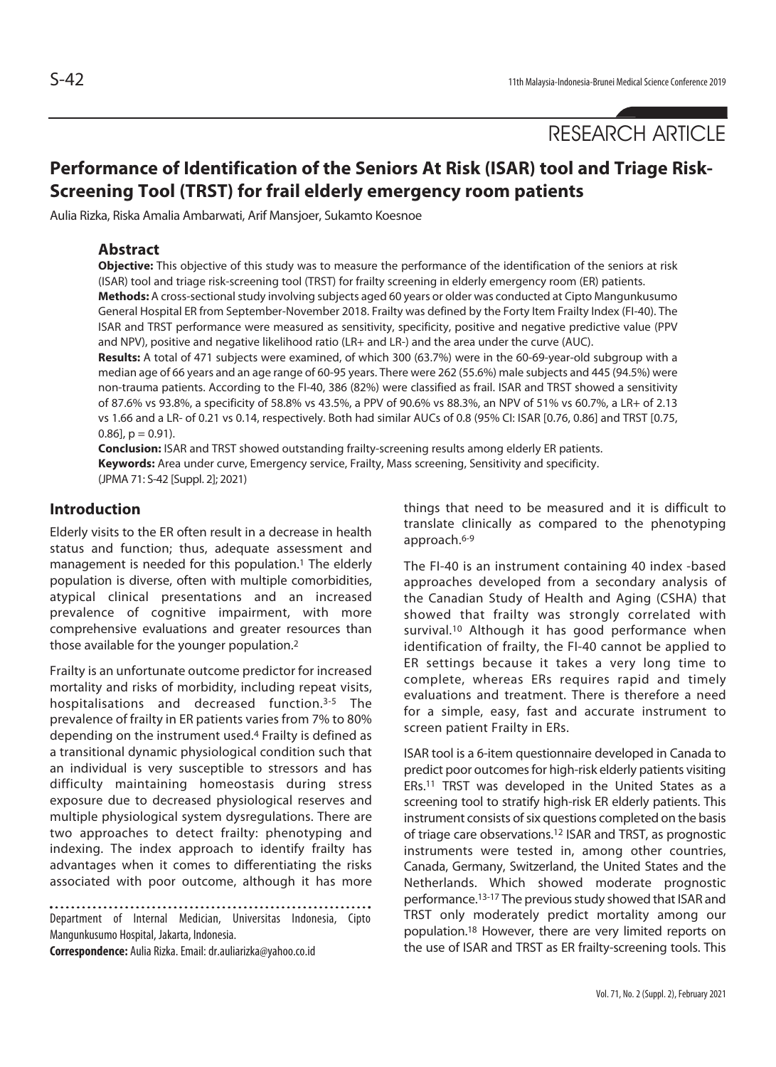RESEARCH ARTICLE

# Performance of Identification of the Seniors At Risk (ISAR) tool and Triage Risk-Screening Tool (TRST) for frail elderly emergency room patients

Aulia Rizka, Riska Amalia Ambarwati, Arif Mansjoer, Sukamto Koesnoe

## Abstract

**Objective:** This objective of this study was to measure the performance of the identification of the seniors at risk (ISAR) tool and triage risk-screening tool (TRST) for frailty screening in elderly emergency room (ER) patients.

**Methods:** A cross-sectional study involving subjects aged 60 years or older was conducted at Cipto Mangunkusumo General Hospital ER from September-November 2018. Frailty was defined by the Forty Item Frailty Index (FI-40). The ISAR and TRST performance were measured as sensitivity, specificity, positive and negative predictive value (PPV and NPV), positive and negative likelihood ratio (LR+ and LR-) and the area under the curve (AUC).

**Results:** A total of 471 subjects were examined, of which 300 (63.7%) were in the 60-69-year-old subgroup with a median age of 66 years and an age range of 60-95 years. There were 262 (55.6%) male subjects and 445 (94.5%) were non-trauma patients. According to the FI-40, 386 (82%) were classified as frail. ISAR and TRST showed a sensitivity of 87.6% vs 93.8%, a specificity of 58.8% vs 43.5%, a PPV of 90.6% vs 88.3%, an NPV of 51% vs 60.7%, a LR+ of 2.13 vs 1.66 and a LR- of 0.21 vs 0.14, respectively. Both had similar AUCs of 0.8 (95% CI: ISAR [0.76, 0.86] and TRST [0.75, 0.86], p = 0.91).

**Conclusion:** ISAR and TRST showed outstanding frailty-screening results among elderly ER patients.

**Keywords:** Area under curve, Emergency service, Frailty, Mass screening, Sensitivity and specificity.

(JPMA 71: S-42 [Suppl. 2]; 2021)

## Introduction

Elderly visits to the ER often result in a decrease in health status and function; thus, adequate assessment and management is needed for this population.[1] The elderly population is diverse, often with multiple comorbidities, atypical clinical presentations and an increased prevalence of cognitive impairment, with more comprehensive evaluations and greater resources than those available for the younger population.[2]

Frailty is an unfortunate outcome predictor for increased mortality and risks of morbidity, including repeat visits, hospitalisations and decreased function.[3-5] The prevalence of frailty in ER patients varies from 7% to 80% depending on the instrument used.[4] Frailty is defined as a transitional dynamic physiological condition such that an individual is very susceptible to stressors and has difficulty maintaining homeostasis during stress exposure due to decreased physiological reserves and multiple physiological system dysregulations. There are two approaches to detect frailty: phenotyping and indexing. The index approach to identify frailty has advantages when it comes to differentiating the risks associated with poor outcome, although it has more things that need to be measured and it is difficult to translate clinically as compared to the phenotyping approach.[6-9]

The FI-40 is an instrument containing 40 index -based approaches developed from a secondary analysis of the Canadian Study of Health and Aging (CSHA) that showed that frailty was strongly correlated with survival.[10] Although it has good performance when identification of frailty, the FI-40 cannot be applied to ER settings because it takes a very long time to complete, whereas ERs requires rapid and timely evaluations and treatment. There is therefore a need for a simple, easy, fast and accurate instrument to screen patient Frailty in ERs.

ISAR tool is a 6-item questionnaire developed in Canada to predict poor outcomes for high-risk elderly patients visiting ERs.[11] TRST was developed in the United States as a screening tool to stratify high-risk ER elderly patients. This instrument consists of six questions completed on the basis of triage care observations.[12] ISAR and TRST, as prognostic instruments were tested in, among other countries, Canada, Germany, Switzerland, the United States and the Netherlands. Which showed moderate prognostic performance.[13-17] The previous study showed that ISAR and TRST only moderately predict mortality among our population.[18] However, there are very limited reports on the use of ISAR and TRST as ER frailty-screening tools. This

Department of Internal Medician, Universitas Indonesia, Cipto Mangunkusumo Hospital, Jakarta, Indonesia.

**Correspondence:** Aulia Rizka. Email: dr.auliarizka@yahoo.co.id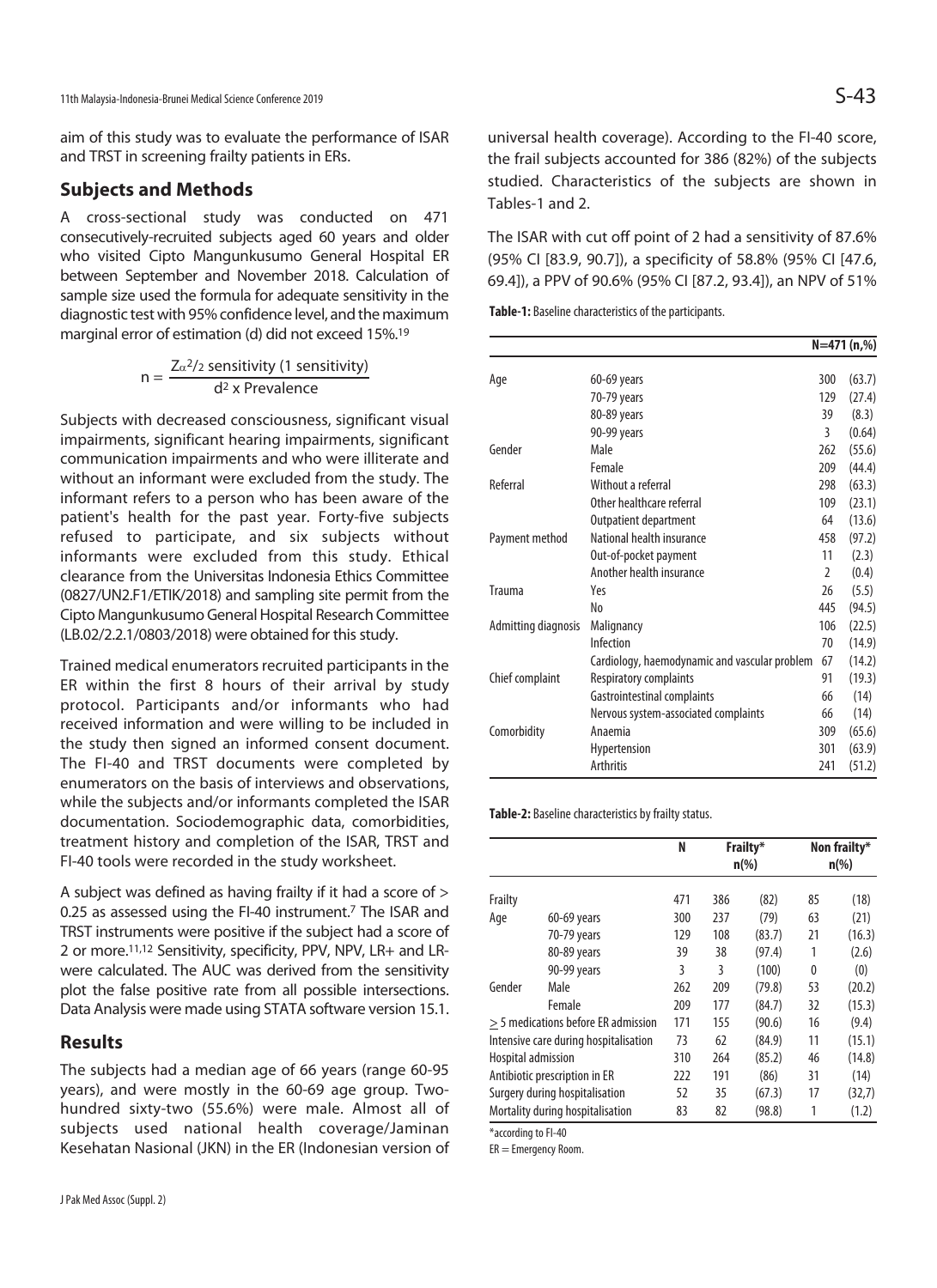aim of this study was to evaluate the performance of ISAR and TRST in screening frailty patients in ERs.

## Subjects and Methods

A cross-sectional study was conducted on 471 consecutively-recruited subjects aged 60 years and older who visited Cipto Mangunkusumo General Hospital ER between September and November 2018. Calculation of sample size used the formula for adequate sensitivity in the diagnostic test with 95% confidence level, and the maximum marginal error of estimation (d) did not exceed 15%.[19]

$$n = \frac{Z_{\alpha}^{2}/_{2} \text{ sensitivity (1 sensitivity)}}{d^{2} \text{ x Prevalence}}$$

Subjects with decreased consciousness, significant visual impairments, significant hearing impairments, significant communication impairments and who were illiterate and without an informant were excluded from the study. The informant refers to a person who has been aware of the patient's health for the past year. Forty-five subjects refused to participate, and six subjects without informants were excluded from this study. Ethical clearance from the Universitas Indonesia Ethics Committee (0827/UN2.F1/ETIK/2018) and sampling site permit from the Cipto Mangunkusumo General Hospital Research Committee (LB.02/2.2.1/0803/2018) were obtained for this study.

Trained medical enumerators recruited participants in the ER within the first 8 hours of their arrival by study protocol. Participants and/or informants who had received information and were willing to be included in the study then signed an informed consent document. The FI-40 and TRST documents were completed by enumerators on the basis of interviews and observations, while the subjects and/or informants completed the ISAR documentation. Sociodemographic data, comorbidities, treatment history and completion of the ISAR, TRST and FI-40 tools were recorded in the study worksheet.

A subject was defined as having frailty if it had a score of > 0.25 as assessed using the FI-40 instrument.[7] The ISAR and TRST instruments were positive if the subject had a score of 2 or more.[11,12] Sensitivity, specificity, PPV, NPV, LR+ and LR- were calculated. The AUC was derived from the sensitivity plot the false positive rate from all possible intersections. Data Analysis were made using STATA software version 15.1.

## Results

The subjects had a median age of 66 years (range 60-95 years), and were mostly in the 60-69 age group. Two-hundred sixty-two (55.6%) were male. Almost all of subjects used national health coverage/Jaminan Kesehatan Nasional (JKN) in the ER (Indonesian version of universal health coverage). According to the FI-40 score, the frail subjects accounted for 386 (82%) of the subjects studied. Characteristics of the subjects are shown in Tables-1 and 2.

The ISAR with cut off point of 2 had a sensitivity of 87.6% (95% CI [83.9, 90.7]), a specificity of 58.8% (95% CI [47.6, 69.4]), a PPV of 90.6% (95% CI [87.2, 93.4]), an NPV of 51%

**Table-1:** Baseline characteristics of the participants.

| | | N=471 (n,%) | |
|---|---|---|---|
| Age | 60-69 years | 300 | (63.7) |
| | 70-79 years | 129 | (27.4) |
| | 80-89 years | 39 | (8.3) |
| | 90-99 years | 3 | (0.64) |
| Gender | Male | 262 | (55.6) |
| | Female | 209 | (44.4) |
| Referral | Without a referral | 298 | (63.3) |
| | Other healthcare referral | 109 | (23.1) |
| | Outpatient department | 64 | (13.6) |
| Payment method | National health insurance | 458 | (97.2) |
| | Out-of-pocket payment | 11 | (2.3) |
| | Another health insurance | 2 | (0.4) |
| Trauma | Yes | 26 | (5.5) |
| | No | 445 | (94.5) |
| Admitting diagnosis | Malignancy | 106 | (22.5) |
| | Infection | 70 | (14.9) |
| | Cardiology, haemodynamic and vascular problem | 67 | (14.2) |
| Chief complaint | Respiratory complaints | 91 | (19.3) |
| | Gastrointestinal complaints | 66 | (14) |
| | Nervous system-associated complaints | 66 | (14) |
| Comorbidity | Anaemia | 309 | (65.6) |
| | Hypertension | 301 | (63.9) |
| | Arthritis | 241 | (51.2) |

**Table-2:** Baseline characteristics by frailty status.

| | | N | Frailty* n(%) | | Non frailty* n(%) | |
|---|---|---|---|---|---|---|
| Frailty | | 471 | 386 | (82) | 85 | (18) |
| Age | 60-69 years | 300 | 237 | (79) | 63 | (21) |
| | 70-79 years | 129 | 108 | (83.7) | 21 | (16.3) |
| | 80-89 years | 39 | 38 | (97.4) | 1 | (2.6) |
| | 90-99 years | 3 | 3 | (100) | 0 | (0) |
| Gender | Male | 262 | 209 | (79.8) | 53 | (20.2) |
| | Female | 209 | 177 | (84.7) | 32 | (15.3) |
| ≥ 5 medications before ER admission | | 171 | 155 | (90.6) | 16 | (9.4) |
| Intensive care during hospitalisation | | 73 | 62 | (84.9) | 11 | (15.1) |
| Hospital admission | | 310 | 264 | (85.2) | 46 | (14.8) |
| Antibiotic prescription in ER | | 222 | 191 | (86) | 31 | (14) |
| Surgery during hospitalisation | | 52 | 35 | (67.3) | 17 | (32,7) |
| Mortality during hospitalisation | | 83 | 82 | (98.8) | 1 | (1.2) |

*according to FI-40

ER = Emergency Room.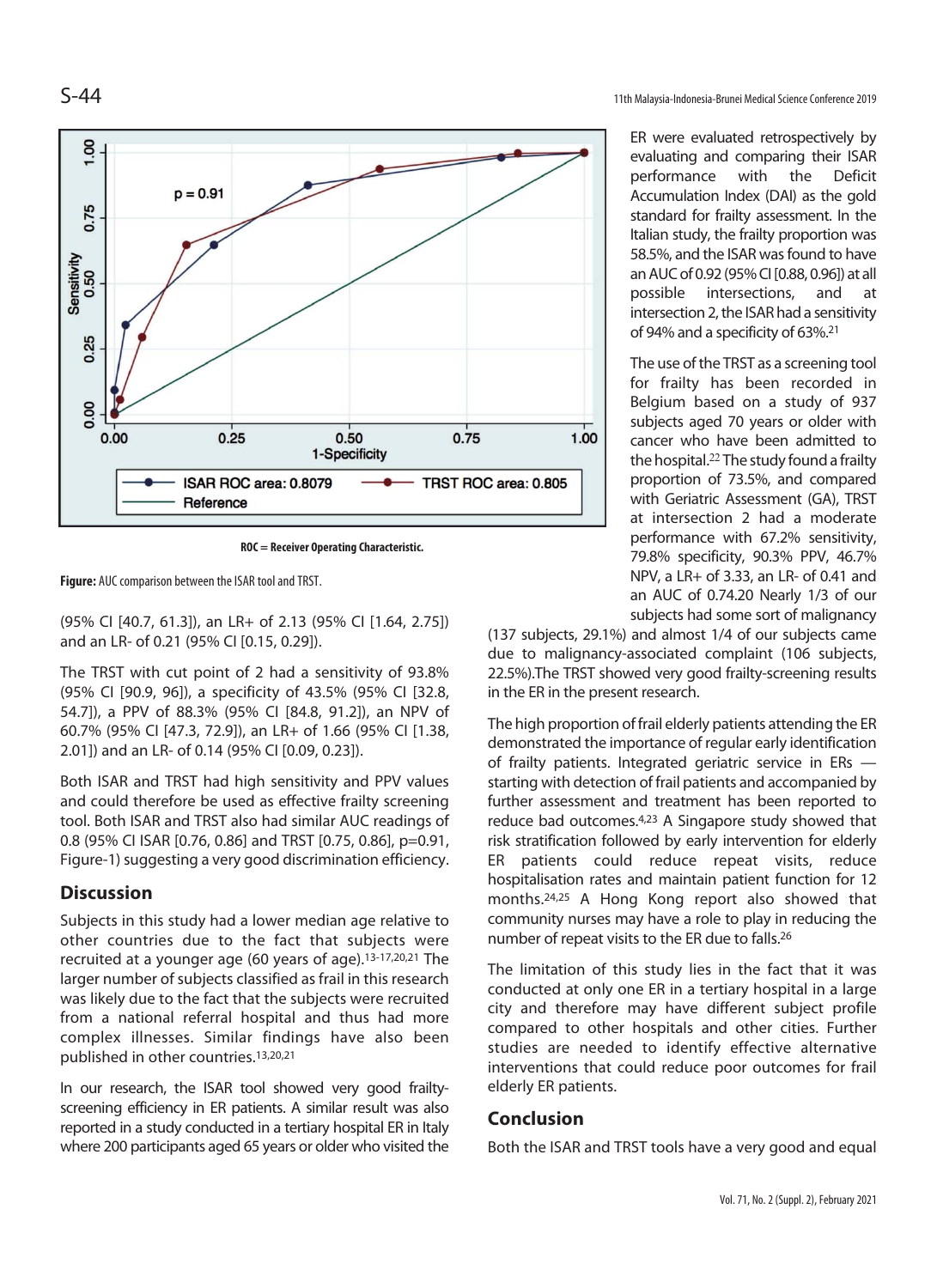ROC = Receiver Operating Characteristic.

**Figure:** AUC comparison between the ISAR tool and TRST.

(95% CI [40.7, 61.3]), an LR+ of 2.13 (95% CI [1.64, 2.75]) and an LR- of 0.21 (95% CI [0.15, 0.29]).

The TRST with cut point of 2 had a sensitivity of 93.8% (95% CI [90.9, 96]), a specificity of 43.5% (95% CI [32.8, 54.7]), a PPV of 88.3% (95% CI [84.8, 91.2]), an NPV of 60.7% (95% CI [47.3, 72.9]), an LR+ of 1.66 (95% CI [1.38, 2.01]) and an LR- of 0.14 (95% CI [0.09, 0.23]).

Both ISAR and TRST had high sensitivity and PPV values and could therefore be used as effective frailty screening tool. Both ISAR and TRST also had similar AUC readings of 0.8 (95% CI ISAR [0.76, 0.86] and TRST [0.75, 0.86], p=0.91, Figure-1) suggesting a very good discrimination efficiency.

## Discussion

Subjects in this study had a lower median age relative to other countries due to the fact that subjects were recruited at a younger age (60 years of age).[13-17,20,21] The larger number of subjects classified as frail in this research was likely due to the fact that the subjects were recruited from a national referral hospital and thus had more complex illnesses. Similar findings have also been published in other countries.[13,20,21]

In our research, the ISAR tool showed very good frailty-screening efficiency in ER patients. A similar result was also reported in a study conducted in a tertiary hospital ER in Italy where 200 participants aged 65 years or older who visited the ER were evaluated retrospectively by evaluating and comparing their ISAR performance with the Deficit Accumulation Index (DAI) as the gold standard for frailty assessment. In the Italian study, the frailty proportion was 58.5%, and the ISAR was found to have an AUC of 0.92 (95% CI [0.88, 0.96]) at all possible intersections, and at intersection 2, the ISAR had a sensitivity of 94% and a specificity of 63%.[21]

The use of the TRST as a screening tool for frailty has been recorded in Belgium based on a study of 937 subjects aged 70 years or older with cancer who have been admitted to the hospital.[22] The study found a frailty proportion of 73.5%, and compared with Geriatric Assessment (GA), TRST at intersection 2 had a moderate performance with 67.2% sensitivity, 79.8% specificity, 90.3% PPV, 46.7% NPV, a LR+ of 3.33, an LR- of 0.41 and an AUC of 0.74.20 Nearly 1/3 of our subjects had some sort of malignancy (137 subjects, 29.1%) and almost 1/4 of our subjects came due to malignancy-associated complaint (106 subjects, 22.5%).The TRST showed very good frailty-screening results in the ER in the present research.

The high proportion of frail elderly patients attending the ER demonstrated the importance of regular early identification of frailty patients. Integrated geriatric service in ERs — starting with detection of frail patients and accompanied by further assessment and treatment has been reported to reduce bad outcomes.[4,23] A Singapore study showed that risk stratification followed by early intervention for elderly ER patients could reduce repeat visits, reduce hospitalisation rates and maintain patient function for 12 months.[24,25] A Hong Kong report also showed that community nurses may have a role to play in reducing the number of repeat visits to the ER due to falls.[26]

The limitation of this study lies in the fact that it was conducted at only one ER in a tertiary hospital in a large city and therefore may have different subject profile compared to other hospitals and other cities. Further studies are needed to identify effective alternative interventions that could reduce poor outcomes for frail elderly ER patients.

## Conclusion

Both the ISAR and TRST tools have a very good and equal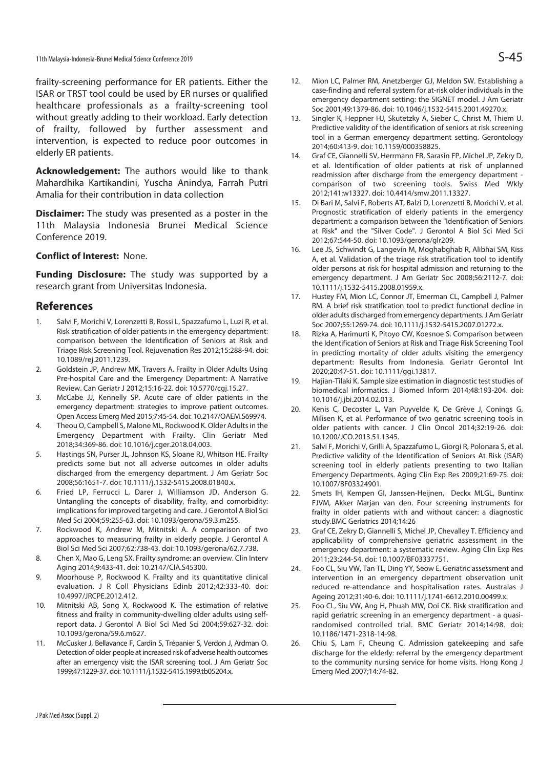frailty-screening performance for ER patients. Either the ISAR or TRST tool could be used by ER nurses or qualified healthcare professionals as a frailty-screening tool without greatly adding to their workload. Early detection of frailty, followed by further assessment and intervention, is expected to reduce poor outcomes in elderly ER patients.

**Acknowledgement:** The authors would like to thank Mahardhika Kartikandini, Yuscha Anindya, Farrah Putri Amalia for their contribution in data collection

**Disclaimer:** The study was presented as a poster in the 11th Malaysia Indonesia Brunei Medical Science Conference 2019.

**Conflict of Interest:** None.

**Funding Disclosure:** The study was supported by a research grant from Universitas Indonesia.

## References

1. Salvi F, Morichi V, Lorenzetti B, Rossi L, Spazzafumo L, Luzi R, et al. Risk stratification of older patients in the emergency department: comparison between the Identification of Seniors at Risk and Triage Risk Screening Tool. Rejuvenation Res 2012;15:288-94. doi: 10.1089/rej.2011.1239.
2. Goldstein JP, Andrew MK, Travers A. Frailty in Older Adults Using Pre-hospital Care and the Emergency Department: A Narrative Review. Can Geriatr J 2012;15:16-22. doi: 10.5770/cgj.15.27.
3. McCabe JJ, Kennelly SP. Acute care of older patients in the emergency department: strategies to improve patient outcomes. Open Access Emerg Med 2015;7:45-54. doi: 10.2147/OAEM.S69974.
4. Theou O, Campbell S, Malone ML, Rockwood K. Older Adults in the Emergency Department with Frailty. Clin Geriatr Med 2018;34:369-86. doi: 10.1016/j.cger.2018.04.003.
5. Hastings SN, Purser JL, Johnson KS, Sloane RJ, Whitson HE. Frailty predicts some but not all adverse outcomes in older adults discharged from the emergency department. J Am Geriatr Soc 2008;56:1651-7. doi: 10.1111/j.1532-5415.2008.01840.x.
6. Fried LP, Ferrucci L, Darer J, Williamson JD, Anderson G. Untangling the concepts of disability, frailty, and comorbidity: implications for improved targeting and care. J Gerontol A Biol Sci Med Sci 2004;59:255-63. doi: 10.1093/gerona/59.3.m255.
7. Rockwood K, Andrew M, Mitnitski A. A comparison of two approaches to measuring frailty in elderly people. J Gerontol A Biol Sci Med Sci 2007;62:738-43. doi: 10.1093/gerona/62.7.738.
8. Chen X, Mao G, Leng SX. Frailty syndrome: an overview. Clin Interv Aging 2014;9:433-41. doi: 10.2147/CIA.S45300.
9. Moorhouse P, Rockwood K. Frailty and its quantitative clinical evaluation. J R Coll Physicians Edinb 2012;42:333-40. doi: 10.4997/JRCPE.2012.412.
10. Mitnitski AB, Song X, Rockwood K. The estimation of relative fitness and frailty in community-dwelling older adults using self-report data. J Gerontol A Biol Sci Med Sci 2004;59:627-32. doi: 10.1093/gerona/59.6.m627.
11. McCusker J, Bellavance F, Cardin S, Trépanier S, Verdon J, Ardman O. Detection of older people at increased risk of adverse health outcomes after an emergency visit: the ISAR screening tool. J Am Geriatr Soc 1999;47:1229-37. doi: 10.1111/j.1532-5415.1999.tb05204.x.
12. Mion LC, Palmer RM, Anetzberger GJ, Meldon SW. Establishing a case-finding and referral system for at-risk older individuals in the emergency department setting: the SIGNET model. J Am Geriatr Soc 2001;49:1379-86. doi: 10.1046/j.1532-5415.2001.49270.x.
13. Singler K, Heppner HJ, Skutetzky A, Sieber C, Christ M, Thiem U. Predictive validity of the identification of seniors at risk screening tool in a German emergency department setting. Gerontology 2014;60:413-9. doi: 10.1159/000358825.
14. Graf CE, Giannelli SV, Herrmann FR, Sarasin FP, Michel JP, Zekry D, et al. Identification of older patients at risk of unplanned readmission after discharge from the emergency department - comparison of two screening tools. Swiss Med Wkly 2012;141:w13327. doi: 10.4414/smw.2011.13327.
15. Di Bari M, Salvi F, Roberts AT, Balzi D, Lorenzetti B, Morichi V, et al. Prognostic stratification of elderly patients in the emergency department: a comparison between the "Identification of Seniors at Risk" and the "Silver Code". J Gerontol A Biol Sci Med Sci 2012;67:544-50. doi: 10.1093/gerona/glr209.
16. Lee JS, Schwindt G, Langevin M, Moghabghab R, Alibhai SM, Kiss A, et al. Validation of the triage risk stratification tool to identify older persons at risk for hospital admission and returning to the emergency department. J Am Geriatr Soc 2008;56:2112-7. doi: 10.1111/j.1532-5415.2008.01959.x.
17. Hustey FM, Mion LC, Connor JT, Emerman CL, Campbell J, Palmer RM. A brief risk stratification tool to predict functional decline in older adults discharged from emergency departments. J Am Geriatr Soc 2007;55:1269-74. doi: 10.1111/j.1532-5415.2007.01272.x.
18. Rizka A, Harimurti K, Pitoyo CW, Koesnoe S. Comparison between the Identification of Seniors at Risk and Triage Risk Screening Tool in predicting mortality of older adults visiting the emergency department: Results from Indonesia. Geriatr Gerontol Int 2020;20:47-51. doi: 10.1111/ggi.13817.
19. Hajian-Tilaki K. Sample size estimation in diagnostic test studies of biomedical informatics. J Biomed Inform 2014;48:193-204. doi: 10.1016/j.jbi.2014.02.013.
20. Kenis C, Decoster L, Van Puyvelde K, De Grève J, Conings G, Milisen K, et al. Performance of two geriatric screening tools in older patients with cancer. J Clin Oncol 2014;32:19-26. doi: 10.1200/JCO.2013.51.1345.
21. Salvi F, Morichi V, Grilli A, Spazzafumo L, Giorgi R, Polonara S, et al. Predictive validity of the Identification of Seniors At Risk (ISAR) screening tool in elderly patients presenting to two Italian Emergency Departments. Aging Clin Exp Res 2009;21:69-75. doi: 10.1007/BF03324901.
22. Smets IH, Kempen GI, Janssen-Heijnen, Deckx MLGL, Buntinx FJVM, Akker Marjan van den. Four screening instruments for frailty in older patients with and without cancer: a diagnostic study.BMC Geriatrics 2014;14:26
23. Graf CE, Zekry D, Giannelli S, Michel JP, Chevalley T. Efficiency and applicability of comprehensive geriatric assessment in the emergency department: a systematic review. Aging Clin Exp Res 2011;23:244-54. doi: 10.1007/BF03337751.
24. Foo CL, Siu VW, Tan TL, Ding YY, Seow E. Geriatric assessment and intervention in an emergency department observation unit reduced re-attendance and hospitalisation rates. Australas J Ageing 2012;31:40-6. doi: 10.1111/j.1741-6612.2010.00499.x.
25. Foo CL, Siu VW, Ang H, Phuah MW, Ooi CK. Risk stratification and rapid geriatric screening in an emergency department - a quasi-randomised controlled trial. BMC Geriatr 2014;14:98. doi: 10.1186/1471-2318-14-98.
26. Chiu S, Lam F, Cheung C. Admission gatekeeping and safe discharge for the elderly: referral by the emergency department to the community nursing service for home visits. Hong Kong J Emerg Med 2007;14:74-82.